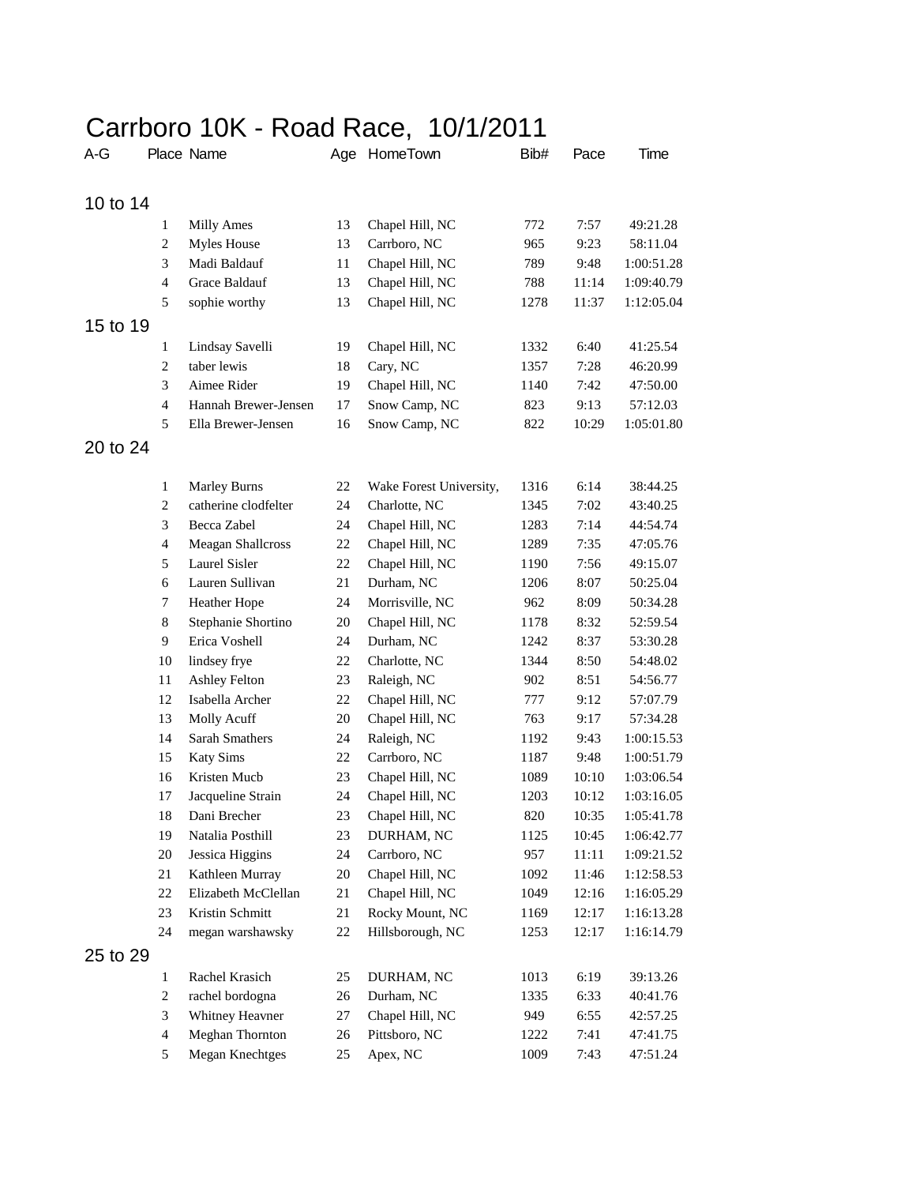# Carrboro 10K - Road Race, 10/1/2011

| A-G | Place | Name | Age | HomeTown | Bib# | Pace | Time |
|---|---|---|---|---|---|---|---|
| 10 to 14 | | | | | | | |
| | 1 | Milly Ames | 13 | Chapel Hill, NC | 772 | 7:57 | 49:21.28 |
| | 2 | Myles House | 13 | Carrboro, NC | 965 | 9:23 | 58:11.04 |
| | 3 | Madi Baldauf | 11 | Chapel Hill, NC | 789 | 9:48 | 1:00:51.28 |
| | 4 | Grace Baldauf | 13 | Chapel Hill, NC | 788 | 11:14 | 1:09:40.79 |
| | 5 | sophie worthy | 13 | Chapel Hill, NC | 1278 | 11:37 | 1:12:05.04 |
| 15 to 19 | | | | | | | |
| | 1 | Lindsay Savelli | 19 | Chapel Hill, NC | 1332 | 6:40 | 41:25.54 |
| | 2 | taber lewis | 18 | Cary, NC | 1357 | 7:28 | 46:20.99 |
| | 3 | Aimee Rider | 19 | Chapel Hill, NC | 1140 | 7:42 | 47:50.00 |
| | 4 | Hannah Brewer-Jensen | 17 | Snow Camp, NC | 823 | 9:13 | 57:12.03 |
| | 5 | Ella Brewer-Jensen | 16 | Snow Camp, NC | 822 | 10:29 | 1:05:01.80 |
| 20 to 24 | | | | | | | |
| | 1 | Marley Burns | 22 | Wake Forest University, | 1316 | 6:14 | 38:44.25 |
| | 2 | catherine clodfelter | 24 | Charlotte, NC | 1345 | 7:02 | 43:40.25 |
| | 3 | Becca Zabel | 24 | Chapel Hill, NC | 1283 | 7:14 | 44:54.74 |
| | 4 | Meagan Shallcross | 22 | Chapel Hill, NC | 1289 | 7:35 | 47:05.76 |
| | 5 | Laurel Sisler | 22 | Chapel Hill, NC | 1190 | 7:56 | 49:15.07 |
| | 6 | Lauren Sullivan | 21 | Durham, NC | 1206 | 8:07 | 50:25.04 |
| | 7 | Heather Hope | 24 | Morrisville, NC | 962 | 8:09 | 50:34.28 |
| | 8 | Stephanie Shortino | 20 | Chapel Hill, NC | 1178 | 8:32 | 52:59.54 |
| | 9 | Erica Voshell | 24 | Durham, NC | 1242 | 8:37 | 53:30.28 |
| | 10 | lindsey frye | 22 | Charlotte, NC | 1344 | 8:50 | 54:48.02 |
| | 11 | Ashley Felton | 23 | Raleigh, NC | 902 | 8:51 | 54:56.77 |
| | 12 | Isabella Archer | 22 | Chapel Hill, NC | 777 | 9:12 | 57:07.79 |
| | 13 | Molly Acuff | 20 | Chapel Hill, NC | 763 | 9:17 | 57:34.28 |
| | 14 | Sarah Smathers | 24 | Raleigh, NC | 1192 | 9:43 | 1:00:15.53 |
| | 15 | Katy Sims | 22 | Carrboro, NC | 1187 | 9:48 | 1:00:51.79 |
| | 16 | Kristen Mucb | 23 | Chapel Hill, NC | 1089 | 10:10 | 1:03:06.54 |
| | 17 | Jacqueline Strain | 24 | Chapel Hill, NC | 1203 | 10:12 | 1:03:16.05 |
| | 18 | Dani Brecher | 23 | Chapel Hill, NC | 820 | 10:35 | 1:05:41.78 |
| | 19 | Natalia Posthill | 23 | DURHAM, NC | 1125 | 10:45 | 1:06:42.77 |
| | 20 | Jessica Higgins | 24 | Carrboro, NC | 957 | 11:11 | 1:09:21.52 |
| | 21 | Kathleen Murray | 20 | Chapel Hill, NC | 1092 | 11:46 | 1:12:58.53 |
| | 22 | Elizabeth McClellan | 21 | Chapel Hill, NC | 1049 | 12:16 | 1:16:05.29 |
| | 23 | Kristin Schmitt | 21 | Rocky Mount, NC | 1169 | 12:17 | 1:16:13.28 |
| | 24 | megan warshawsky | 22 | Hillsborough, NC | 1253 | 12:17 | 1:16:14.79 |
| 25 to 29 | | | | | | | |
| | 1 | Rachel Krasich | 25 | DURHAM, NC | 1013 | 6:19 | 39:13.26 |
| | 2 | rachel bordogna | 26 | Durham, NC | 1335 | 6:33 | 40:41.76 |
| | 3 | Whitney Heavner | 27 | Chapel Hill, NC | 949 | 6:55 | 42:57.25 |
| | 4 | Meghan Thornton | 26 | Pittsboro, NC | 1222 | 7:41 | 47:41.75 |
| | 5 | Megan Knechtges | 25 | Apex, NC | 1009 | 7:43 | 47:51.24 |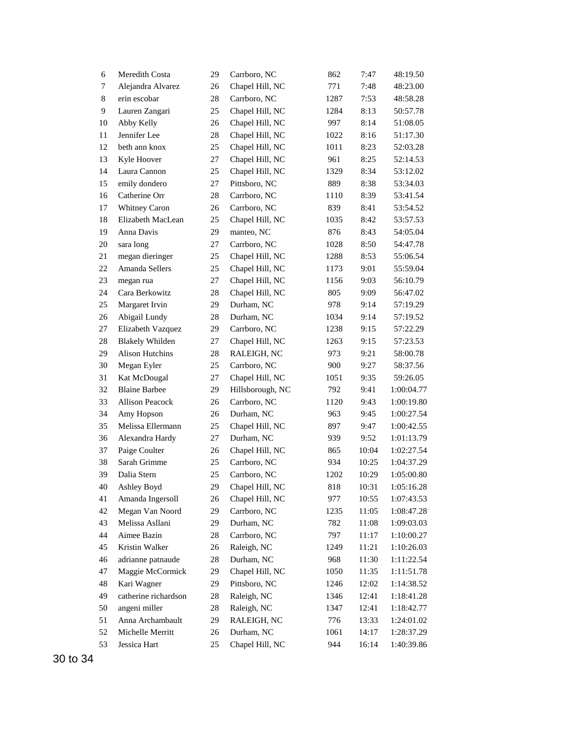| | | | | | | |
|---|---|---|---|---|---|---|
| 6 | Meredith Costa | 29 | Carrboro, NC | 862 | 7:47 | 48:19.50 |
| 7 | Alejandra Alvarez | 26 | Chapel Hill, NC | 771 | 7:48 | 48:23.00 |
| 8 | erin escobar | 28 | Carrboro, NC | 1287 | 7:53 | 48:58.28 |
| 9 | Lauren Zangari | 25 | Chapel Hill, NC | 1284 | 8:13 | 50:57.78 |
| 10 | Abby Kelly | 26 | Chapel Hill, NC | 997 | 8:14 | 51:08.05 |
| 11 | Jennifer Lee | 28 | Chapel Hill, NC | 1022 | 8:16 | 51:17.30 |
| 12 | beth ann knox | 25 | Chapel Hill, NC | 1011 | 8:23 | 52:03.28 |
| 13 | Kyle Hoover | 27 | Chapel Hill, NC | 961 | 8:25 | 52:14.53 |
| 14 | Laura Cannon | 25 | Chapel Hill, NC | 1329 | 8:34 | 53:12.02 |
| 15 | emily dondero | 27 | Pittsboro, NC | 889 | 8:38 | 53:34.03 |
| 16 | Catherine Orr | 28 | Carrboro, NC | 1110 | 8:39 | 53:41.54 |
| 17 | Whitney Caron | 26 | Carrboro, NC | 839 | 8:41 | 53:54.52 |
| 18 | Elizabeth MacLean | 25 | Chapel Hill, NC | 1035 | 8:42 | 53:57.53 |
| 19 | Anna Davis | 29 | manteo, NC | 876 | 8:43 | 54:05.04 |
| 20 | sara long | 27 | Carrboro, NC | 1028 | 8:50 | 54:47.78 |
| 21 | megan dieringer | 25 | Chapel Hill, NC | 1288 | 8:53 | 55:06.54 |
| 22 | Amanda Sellers | 25 | Chapel Hill, NC | 1173 | 9:01 | 55:59.04 |
| 23 | megan rua | 27 | Chapel Hill, NC | 1156 | 9:03 | 56:10.79 |
| 24 | Cara Berkowitz | 28 | Chapel Hill, NC | 805 | 9:09 | 56:47.02 |
| 25 | Margaret Irvin | 29 | Durham, NC | 978 | 9:14 | 57:19.29 |
| 26 | Abigail Lundy | 28 | Durham, NC | 1034 | 9:14 | 57:19.52 |
| 27 | Elizabeth Vazquez | 29 | Carrboro, NC | 1238 | 9:15 | 57:22.29 |
| 28 | Blakely Whilden | 27 | Chapel Hill, NC | 1263 | 9:15 | 57:23.53 |
| 29 | Alison Hutchins | 28 | RALEIGH, NC | 973 | 9:21 | 58:00.78 |
| 30 | Megan Eyler | 25 | Carrboro, NC | 900 | 9:27 | 58:37.56 |
| 31 | Kat McDougal | 27 | Chapel Hill, NC | 1051 | 9:35 | 59:26.05 |
| 32 | Blaine Barbee | 29 | Hillsborough, NC | 792 | 9:41 | 1:00:04.77 |
| 33 | Allison Peacock | 26 | Carrboro, NC | 1120 | 9:43 | 1:00:19.80 |
| 34 | Amy Hopson | 26 | Durham, NC | 963 | 9:45 | 1:00:27.54 |
| 35 | Melissa Ellermann | 25 | Chapel Hill, NC | 897 | 9:47 | 1:00:42.55 |
| 36 | Alexandra Hardy | 27 | Durham, NC | 939 | 9:52 | 1:01:13.79 |
| 37 | Paige Coulter | 26 | Chapel Hill, NC | 865 | 10:04 | 1:02:27.54 |
| 38 | Sarah Grimme | 25 | Carrboro, NC | 934 | 10:25 | 1:04:37.29 |
| 39 | Dalia Stern | 25 | Carrboro, NC | 1202 | 10:29 | 1:05:00.80 |
| 40 | Ashley Boyd | 29 | Chapel Hill, NC | 818 | 10:31 | 1:05:16.28 |
| 41 | Amanda Ingersoll | 26 | Chapel Hill, NC | 977 | 10:55 | 1:07:43.53 |
| 42 | Megan Van Noord | 29 | Carrboro, NC | 1235 | 11:05 | 1:08:47.28 |
| 43 | Melissa Asllani | 29 | Durham, NC | 782 | 11:08 | 1:09:03.03 |
| 44 | Aimee Bazin | 28 | Carrboro, NC | 797 | 11:17 | 1:10:00.27 |
| 45 | Kristin Walker | 26 | Raleigh, NC | 1249 | 11:21 | 1:10:26.03 |
| 46 | adrianne patnaude | 28 | Durham, NC | 968 | 11:30 | 1:11:22.54 |
| 47 | Maggie McCormick | 29 | Chapel Hill, NC | 1050 | 11:35 | 1:11:51.78 |
| 48 | Kari Wagner | 29 | Pittsboro, NC | 1246 | 12:02 | 1:14:38.52 |
| 49 | catherine richardson | 28 | Raleigh, NC | 1346 | 12:41 | 1:18:41.28 |
| 50 | angeni miller | 28 | Raleigh, NC | 1347 | 12:41 | 1:18:42.77 |
| 51 | Anna Archambault | 29 | RALEIGH, NC | 776 | 13:33 | 1:24:01.02 |
| 52 | Michelle Merritt | 26 | Durham, NC | 1061 | 14:17 | 1:28:37.29 |
| 53 | Jessica Hart | 25 | Chapel Hill, NC | 944 | 16:14 | 1:40:39.86 |

30 to 34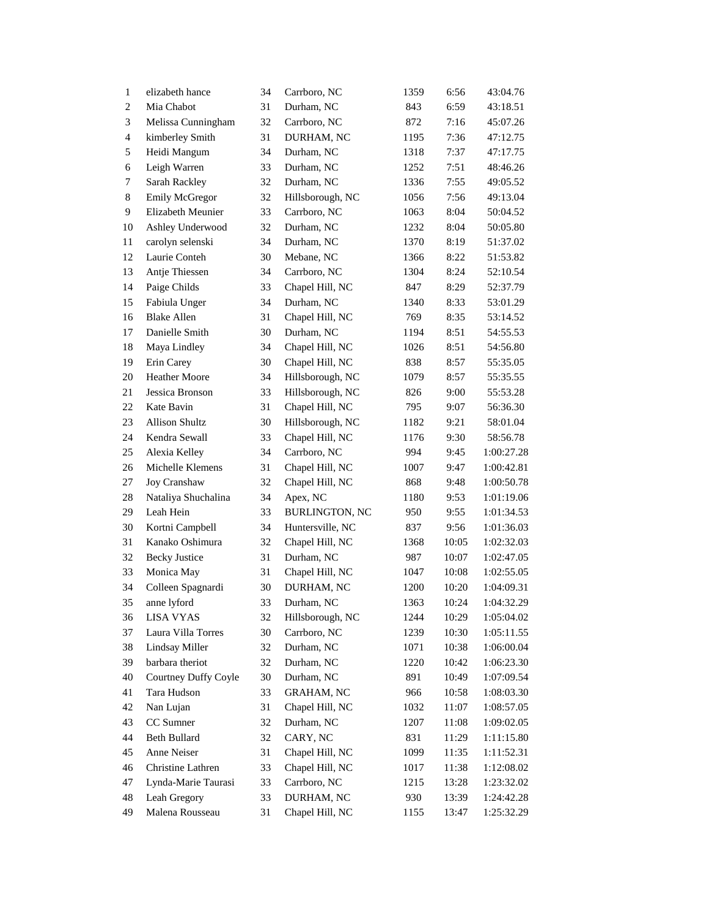| | | | | | | |
|---|---|---|---|---|---|---|
| 1 | elizabeth hance | 34 | Carrboro, NC | 1359 | 6:56 | 43:04.76 |
| 2 | Mia Chabot | 31 | Durham, NC | 843 | 6:59 | 43:18.51 |
| 3 | Melissa Cunningham | 32 | Carrboro, NC | 872 | 7:16 | 45:07.26 |
| 4 | kimberley Smith | 31 | DURHAM, NC | 1195 | 7:36 | 47:12.75 |
| 5 | Heidi Mangum | 34 | Durham, NC | 1318 | 7:37 | 47:17.75 |
| 6 | Leigh Warren | 33 | Durham, NC | 1252 | 7:51 | 48:46.26 |
| 7 | Sarah Rackley | 32 | Durham, NC | 1336 | 7:55 | 49:05.52 |
| 8 | Emily McGregor | 32 | Hillsborough, NC | 1056 | 7:56 | 49:13.04 |
| 9 | Elizabeth Meunier | 33 | Carrboro, NC | 1063 | 8:04 | 50:04.52 |
| 10 | Ashley Underwood | 32 | Durham, NC | 1232 | 8:04 | 50:05.80 |
| 11 | carolyn selenski | 34 | Durham, NC | 1370 | 8:19 | 51:37.02 |
| 12 | Laurie Conteh | 30 | Mebane, NC | 1366 | 8:22 | 51:53.82 |
| 13 | Antje Thiessen | 34 | Carrboro, NC | 1304 | 8:24 | 52:10.54 |
| 14 | Paige Childs | 33 | Chapel Hill, NC | 847 | 8:29 | 52:37.79 |
| 15 | Fabiula Unger | 34 | Durham, NC | 1340 | 8:33 | 53:01.29 |
| 16 | Blake Allen | 31 | Chapel Hill, NC | 769 | 8:35 | 53:14.52 |
| 17 | Danielle Smith | 30 | Durham, NC | 1194 | 8:51 | 54:55.53 |
| 18 | Maya Lindley | 34 | Chapel Hill, NC | 1026 | 8:51 | 54:56.80 |
| 19 | Erin Carey | 30 | Chapel Hill, NC | 838 | 8:57 | 55:35.05 |
| 20 | Heather Moore | 34 | Hillsborough, NC | 1079 | 8:57 | 55:35.55 |
| 21 | Jessica Bronson | 33 | Hillsborough, NC | 826 | 9:00 | 55:53.28 |
| 22 | Kate Bavin | 31 | Chapel Hill, NC | 795 | 9:07 | 56:36.30 |
| 23 | Allison Shultz | 30 | Hillsborough, NC | 1182 | 9:21 | 58:01.04 |
| 24 | Kendra Sewall | 33 | Chapel Hill, NC | 1176 | 9:30 | 58:56.78 |
| 25 | Alexia Kelley | 34 | Carrboro, NC | 994 | 9:45 | 1:00:27.28 |
| 26 | Michelle Klemens | 31 | Chapel Hill, NC | 1007 | 9:47 | 1:00:42.81 |
| 27 | Joy Cranshaw | 32 | Chapel Hill, NC | 868 | 9:48 | 1:00:50.78 |
| 28 | Nataliya Shuchalina | 34 | Apex, NC | 1180 | 9:53 | 1:01:19.06 |
| 29 | Leah Hein | 33 | BURLINGTON, NC | 950 | 9:55 | 1:01:34.53 |
| 30 | Kortni Campbell | 34 | Huntersville, NC | 837 | 9:56 | 1:01:36.03 |
| 31 | Kanako Oshimura | 32 | Chapel Hill, NC | 1368 | 10:05 | 1:02:32.03 |
| 32 | Becky Justice | 31 | Durham, NC | 987 | 10:07 | 1:02:47.05 |
| 33 | Monica May | 31 | Chapel Hill, NC | 1047 | 10:08 | 1:02:55.05 |
| 34 | Colleen Spagnardi | 30 | DURHAM, NC | 1200 | 10:20 | 1:04:09.31 |
| 35 | anne lyford | 33 | Durham, NC | 1363 | 10:24 | 1:04:32.29 |
| 36 | LISA VYAS | 32 | Hillsborough, NC | 1244 | 10:29 | 1:05:04.02 |
| 37 | Laura Villa Torres | 30 | Carrboro, NC | 1239 | 10:30 | 1:05:11.55 |
| 38 | Lindsay Miller | 32 | Durham, NC | 1071 | 10:38 | 1:06:00.04 |
| 39 | barbara theriot | 32 | Durham, NC | 1220 | 10:42 | 1:06:23.30 |
| 40 | Courtney Duffy Coyle | 30 | Durham, NC | 891 | 10:49 | 1:07:09.54 |
| 41 | Tara Hudson | 33 | GRAHAM, NC | 966 | 10:58 | 1:08:03.30 |
| 42 | Nan Lujan | 31 | Chapel Hill, NC | 1032 | 11:07 | 1:08:57.05 |
| 43 | CC Sumner | 32 | Durham, NC | 1207 | 11:08 | 1:09:02.05 |
| 44 | Beth Bullard | 32 | CARY, NC | 831 | 11:29 | 1:11:15.80 |
| 45 | Anne Neiser | 31 | Chapel Hill, NC | 1099 | 11:35 | 1:11:52.31 |
| 46 | Christine Lathren | 33 | Chapel Hill, NC | 1017 | 11:38 | 1:12:08.02 |
| 47 | Lynda-Marie Taurasi | 33 | Carrboro, NC | 1215 | 13:28 | 1:23:32.02 |
| 48 | Leah Gregory | 33 | DURHAM, NC | 930 | 13:39 | 1:24:42.28 |
| 49 | Malena Rousseau | 31 | Chapel Hill, NC | 1155 | 13:47 | 1:25:32.29 |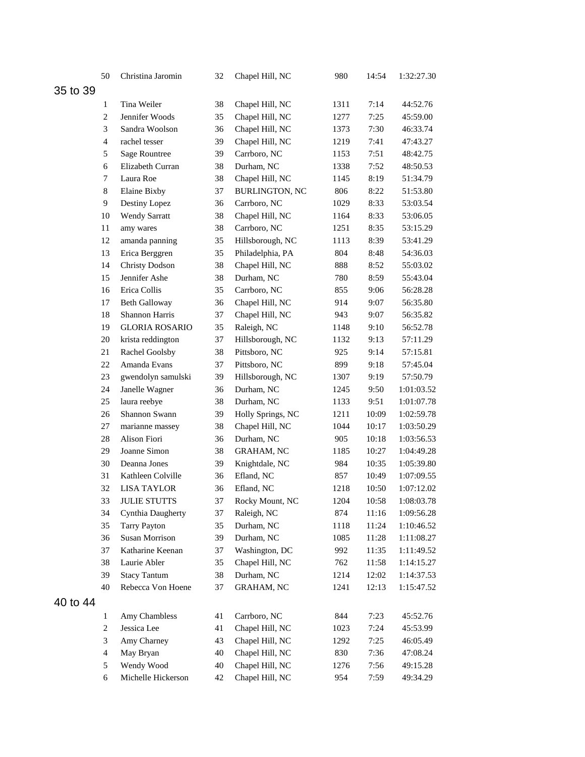| | | | | | | |
|---|---|---|---|---|---|---|
| 50 | Christina Jaromin | 32 | Chapel Hill, NC | 980 | 14:54 | 1:32:27.30 |

## 35 to 39

| | | | | | | |
|---|---|---|---|---|---|---|
| 1 | Tina Weiler | 38 | Chapel Hill, NC | 1311 | 7:14 | 44:52.76 |
| 2 | Jennifer Woods | 35 | Chapel Hill, NC | 1277 | 7:25 | 45:59.00 |
| 3 | Sandra Woolson | 36 | Chapel Hill, NC | 1373 | 7:30 | 46:33.74 |
| 4 | rachel tesser | 39 | Chapel Hill, NC | 1219 | 7:41 | 47:43.27 |
| 5 | Sage Rountree | 39 | Carrboro, NC | 1153 | 7:51 | 48:42.75 |
| 6 | Elizabeth Curran | 38 | Durham, NC | 1338 | 7:52 | 48:50.53 |
| 7 | Laura Roe | 38 | Chapel Hill, NC | 1145 | 8:19 | 51:34.79 |
| 8 | Elaine Bixby | 37 | BURLINGTON, NC | 806 | 8:22 | 51:53.80 |
| 9 | Destiny Lopez | 36 | Carrboro, NC | 1029 | 8:33 | 53:03.54 |
| 10 | Wendy Sarratt | 38 | Chapel Hill, NC | 1164 | 8:33 | 53:06.05 |
| 11 | amy wares | 38 | Carrboro, NC | 1251 | 8:35 | 53:15.29 |
| 12 | amanda panning | 35 | Hillsborough, NC | 1113 | 8:39 | 53:41.29 |
| 13 | Erica Berggren | 35 | Philadelphia, PA | 804 | 8:48 | 54:36.03 |
| 14 | Christy Dodson | 38 | Chapel Hill, NC | 888 | 8:52 | 55:03.02 |
| 15 | Jennifer Ashe | 38 | Durham, NC | 780 | 8:59 | 55:43.04 |
| 16 | Erica Collis | 35 | Carrboro, NC | 855 | 9:06 | 56:28.28 |
| 17 | Beth Galloway | 36 | Chapel Hill, NC | 914 | 9:07 | 56:35.80 |
| 18 | Shannon Harris | 37 | Chapel Hill, NC | 943 | 9:07 | 56:35.82 |
| 19 | GLORIA ROSARIO | 35 | Raleigh, NC | 1148 | 9:10 | 56:52.78 |
| 20 | krista reddington | 37 | Hillsborough, NC | 1132 | 9:13 | 57:11.29 |
| 21 | Rachel Goolsby | 38 | Pittsboro, NC | 925 | 9:14 | 57:15.81 |
| 22 | Amanda Evans | 37 | Pittsboro, NC | 899 | 9:18 | 57:45.04 |
| 23 | gwendolyn samulski | 39 | Hillsborough, NC | 1307 | 9:19 | 57:50.79 |
| 24 | Janelle Wagner | 36 | Durham, NC | 1245 | 9:50 | 1:01:03.52 |
| 25 | laura reebye | 38 | Durham, NC | 1133 | 9:51 | 1:01:07.78 |
| 26 | Shannon Swann | 39 | Holly Springs, NC | 1211 | 10:09 | 1:02:59.78 |
| 27 | marianne massey | 38 | Chapel Hill, NC | 1044 | 10:17 | 1:03:50.29 |
| 28 | Alison Fiori | 36 | Durham, NC | 905 | 10:18 | 1:03:56.53 |
| 29 | Joanne Simon | 38 | GRAHAM, NC | 1185 | 10:27 | 1:04:49.28 |
| 30 | Deanna Jones | 39 | Knightdale, NC | 984 | 10:35 | 1:05:39.80 |
| 31 | Kathleen Colville | 36 | Efland, NC | 857 | 10:49 | 1:07:09.55 |
| 32 | LISA TAYLOR | 36 | Efland, NC | 1218 | 10:50 | 1:07:12.02 |
| 33 | JULIE STUTTS | 37 | Rocky Mount, NC | 1204 | 10:58 | 1:08:03.78 |
| 34 | Cynthia Daugherty | 37 | Raleigh, NC | 874 | 11:16 | 1:09:56.28 |
| 35 | Tarry Payton | 35 | Durham, NC | 1118 | 11:24 | 1:10:46.52 |
| 36 | Susan Morrison | 39 | Durham, NC | 1085 | 11:28 | 1:11:08.27 |
| 37 | Katharine Keenan | 37 | Washington, DC | 992 | 11:35 | 1:11:49.52 |
| 38 | Laurie Abler | 35 | Chapel Hill, NC | 762 | 11:58 | 1:14:15.27 |
| 39 | Stacy Tantum | 38 | Durham, NC | 1214 | 12:02 | 1:14:37.53 |
| 40 | Rebecca Von Hoene | 37 | GRAHAM, NC | 1241 | 12:13 | 1:15:47.52 |

## 40 to 44

| | | | | | | |
|---|---|---|---|---|---|---|
| 1 | Amy Chambless | 41 | Carrboro, NC | 844 | 7:23 | 45:52.76 |
| 2 | Jessica Lee | 41 | Chapel Hill, NC | 1023 | 7:24 | 45:53.99 |
| 3 | Amy Charney | 43 | Chapel Hill, NC | 1292 | 7:25 | 46:05.49 |
| 4 | May Bryan | 40 | Chapel Hill, NC | 830 | 7:36 | 47:08.24 |
| 5 | Wendy Wood | 40 | Chapel Hill, NC | 1276 | 7:56 | 49:15.28 |
| 6 | Michelle Hickerson | 42 | Chapel Hill, NC | 954 | 7:59 | 49:34.29 |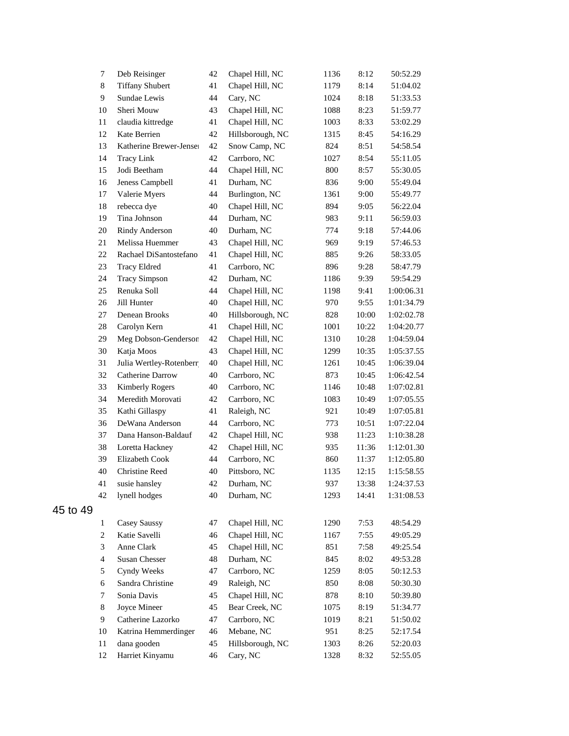| | | | | | | |
|---|---|---|---|---|---|---|
| 7 | Deb Reisinger | 42 | Chapel Hill, NC | 1136 | 8:12 | 50:52.29 |
| 8 | Tiffany Shubert | 41 | Chapel Hill, NC | 1179 | 8:14 | 51:04.02 |
| 9 | Sundae Lewis | 44 | Cary, NC | 1024 | 8:18 | 51:33.53 |
| 10 | Sheri Mouw | 43 | Chapel Hill, NC | 1088 | 8:23 | 51:59.77 |
| 11 | claudia kittredge | 41 | Chapel Hill, NC | 1003 | 8:33 | 53:02.29 |
| 12 | Kate Berrien | 42 | Hillsborough, NC | 1315 | 8:45 | 54:16.29 |
| 13 | Katherine Brewer-Jenser | 42 | Snow Camp, NC | 824 | 8:51 | 54:58.54 |
| 14 | Tracy Link | 42 | Carrboro, NC | 1027 | 8:54 | 55:11.05 |
| 15 | Jodi Beetham | 44 | Chapel Hill, NC | 800 | 8:57 | 55:30.05 |
| 16 | Jeness Campbell | 41 | Durham, NC | 836 | 9:00 | 55:49.04 |
| 17 | Valerie Myers | 44 | Burlington, NC | 1361 | 9:00 | 55:49.77 |
| 18 | rebecca dye | 40 | Chapel Hill, NC | 894 | 9:05 | 56:22.04 |
| 19 | Tina Johnson | 44 | Durham, NC | 983 | 9:11 | 56:59.03 |
| 20 | Rindy Anderson | 40 | Durham, NC | 774 | 9:18 | 57:44.06 |
| 21 | Melissa Huemmer | 43 | Chapel Hill, NC | 969 | 9:19 | 57:46.53 |
| 22 | Rachael DiSantostefano | 41 | Chapel Hill, NC | 885 | 9:26 | 58:33.05 |
| 23 | Tracy Eldred | 41 | Carrboro, NC | 896 | 9:28 | 58:47.79 |
| 24 | Tracy Simpson | 42 | Durham, NC | 1186 | 9:39 | 59:54.29 |
| 25 | Renuka Soll | 44 | Chapel Hill, NC | 1198 | 9:41 | 1:00:06.31 |
| 26 | Jill Hunter | 40 | Chapel Hill, NC | 970 | 9:55 | 1:01:34.79 |
| 27 | Denean Brooks | 40 | Hillsborough, NC | 828 | 10:00 | 1:02:02.78 |
| 28 | Carolyn Kern | 41 | Chapel Hill, NC | 1001 | 10:22 | 1:04:20.77 |
| 29 | Meg Dobson-Genderson | 42 | Chapel Hill, NC | 1310 | 10:28 | 1:04:59.04 |
| 30 | Katja Moos | 43 | Chapel Hill, NC | 1299 | 10:35 | 1:05:37.55 |
| 31 | Julia Wertley-Rotenberr | 40 | Chapel Hill, NC | 1261 | 10:45 | 1:06:39.04 |
| 32 | Catherine Darrow | 40 | Carrboro, NC | 873 | 10:45 | 1:06:42.54 |
| 33 | Kimberly Rogers | 40 | Carrboro, NC | 1146 | 10:48 | 1:07:02.81 |
| 34 | Meredith Morovati | 42 | Carrboro, NC | 1083 | 10:49 | 1:07:05.55 |
| 35 | Kathi Gillaspy | 41 | Raleigh, NC | 921 | 10:49 | 1:07:05.81 |
| 36 | DeWana Anderson | 44 | Carrboro, NC | 773 | 10:51 | 1:07:22.04 |
| 37 | Dana Hanson-Baldauf | 42 | Chapel Hill, NC | 938 | 11:23 | 1:10:38.28 |
| 38 | Loretta Hackney | 42 | Chapel Hill, NC | 935 | 11:36 | 1:12:01.30 |
| 39 | Elizabeth Cook | 44 | Carrboro, NC | 860 | 11:37 | 1:12:05.80 |
| 40 | Christine Reed | 40 | Pittsboro, NC | 1135 | 12:15 | 1:15:58.55 |
| 41 | susie hansley | 42 | Durham, NC | 937 | 13:38 | 1:24:37.53 |
| 42 | lynell hodges | 40 | Durham, NC | 1293 | 14:41 | 1:31:08.53 |

## 45 to 49

| | | | | | | |
|---|---|---|---|---|---|---|
| 1 | Casey Saussy | 47 | Chapel Hill, NC | 1290 | 7:53 | 48:54.29 |
| 2 | Katie Savelli | 46 | Chapel Hill, NC | 1167 | 7:55 | 49:05.29 |
| 3 | Anne Clark | 45 | Chapel Hill, NC | 851 | 7:58 | 49:25.54 |
| 4 | Susan Chesser | 48 | Durham, NC | 845 | 8:02 | 49:53.28 |
| 5 | Cyndy Weeks | 47 | Carrboro, NC | 1259 | 8:05 | 50:12.53 |
| 6 | Sandra Christine | 49 | Raleigh, NC | 850 | 8:08 | 50:30.30 |
| 7 | Sonia Davis | 45 | Chapel Hill, NC | 878 | 8:10 | 50:39.80 |
| 8 | Joyce Mineer | 45 | Bear Creek, NC | 1075 | 8:19 | 51:34.77 |
| 9 | Catherine Lazorko | 47 | Carrboro, NC | 1019 | 8:21 | 51:50.02 |
| 10 | Katrina Hemmerdinger | 46 | Mebane, NC | 951 | 8:25 | 52:17.54 |
| 11 | dana gooden | 45 | Hillsborough, NC | 1303 | 8:26 | 52:20.03 |
| 12 | Harriet Kinyamu | 46 | Cary, NC | 1328 | 8:32 | 52:55.05 |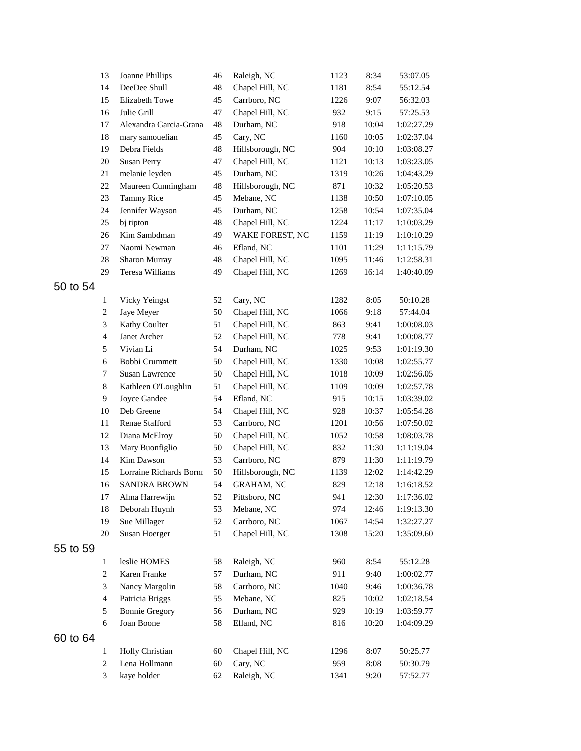| | | | | | | |
|---|---|---|---|---|---|---|
| 13 | Joanne Phillips | 46 | Raleigh, NC | 1123 | 8:34 | 53:07.05 |
| 14 | DeeDee Shull | 48 | Chapel Hill, NC | 1181 | 8:54 | 55:12.54 |
| 15 | Elizabeth Towe | 45 | Carrboro, NC | 1226 | 9:07 | 56:32.03 |
| 16 | Julie Grill | 47 | Chapel Hill, NC | 932 | 9:15 | 57:25.53 |
| 17 | Alexandra Garcia-Grana | 48 | Durham, NC | 918 | 10:04 | 1:02:27.29 |
| 18 | mary samouelian | 45 | Cary, NC | 1160 | 10:05 | 1:02:37.04 |
| 19 | Debra Fields | 48 | Hillsborough, NC | 904 | 10:10 | 1:03:08.27 |
| 20 | Susan Perry | 47 | Chapel Hill, NC | 1121 | 10:13 | 1:03:23.05 |
| 21 | melanie leyden | 45 | Durham, NC | 1319 | 10:26 | 1:04:43.29 |
| 22 | Maureen Cunningham | 48 | Hillsborough, NC | 871 | 10:32 | 1:05:20.53 |
| 23 | Tammy Rice | 45 | Mebane, NC | 1138 | 10:50 | 1:07:10.05 |
| 24 | Jennifer Wayson | 45 | Durham, NC | 1258 | 10:54 | 1:07:35.04 |
| 25 | bj tipton | 48 | Chapel Hill, NC | 1224 | 11:17 | 1:10:03.29 |
| 26 | Kim Sambdman | 49 | WAKE FOREST, NC | 1159 | 11:19 | 1:10:10.29 |
| 27 | Naomi Newman | 46 | Efland, NC | 1101 | 11:29 | 1:11:15.79 |
| 28 | Sharon Murray | 48 | Chapel Hill, NC | 1095 | 11:46 | 1:12:58.31 |
| 29 | Teresa Williams | 49 | Chapel Hill, NC | 1269 | 16:14 | 1:40:40.09 |

## 50 to 54

| | | | | | | |
|---|---|---|---|---|---|---|
| 1 | Vicky Yeingst | 52 | Cary, NC | 1282 | 8:05 | 50:10.28 |
| 2 | Jaye Meyer | 50 | Chapel Hill, NC | 1066 | 9:18 | 57:44.04 |
| 3 | Kathy Coulter | 51 | Chapel Hill, NC | 863 | 9:41 | 1:00:08.03 |
| 4 | Janet Archer | 52 | Chapel Hill, NC | 778 | 9:41 | 1:00:08.77 |
| 5 | Vivian Li | 54 | Durham, NC | 1025 | 9:53 | 1:01:19.30 |
| 6 | Bobbi Crummett | 50 | Chapel Hill, NC | 1330 | 10:08 | 1:02:55.77 |
| 7 | Susan Lawrence | 50 | Chapel Hill, NC | 1018 | 10:09 | 1:02:56.05 |
| 8 | Kathleen O'Loughlin | 51 | Chapel Hill, NC | 1109 | 10:09 | 1:02:57.78 |
| 9 | Joyce Gandee | 54 | Efland, NC | 915 | 10:15 | 1:03:39.02 |
| 10 | Deb Greene | 54 | Chapel Hill, NC | 928 | 10:37 | 1:05:54.28 |
| 11 | Renae Stafford | 53 | Carrboro, NC | 1201 | 10:56 | 1:07:50.02 |
| 12 | Diana McElroy | 50 | Chapel Hill, NC | 1052 | 10:58 | 1:08:03.78 |
| 13 | Mary Buonfiglio | 50 | Chapel Hill, NC | 832 | 11:30 | 1:11:19.04 |
| 14 | Kim Dawson | 53 | Carrboro, NC | 879 | 11:30 | 1:11:19.79 |
| 15 | Lorraine Richards Borni | 50 | Hillsborough, NC | 1139 | 12:02 | 1:14:42.29 |
| 16 | SANDRA BROWN | 54 | GRAHAM, NC | 829 | 12:18 | 1:16:18.52 |
| 17 | Alma Harrewijn | 52 | Pittsboro, NC | 941 | 12:30 | 1:17:36.02 |
| 18 | Deborah Huynh | 53 | Mebane, NC | 974 | 12:46 | 1:19:13.30 |
| 19 | Sue Millager | 52 | Carrboro, NC | 1067 | 14:54 | 1:32:27.27 |
| 20 | Susan Hoerger | 51 | Chapel Hill, NC | 1308 | 15:20 | 1:35:09.60 |

## 55 to 59

| | | | | | | |
|---|---|---|---|---|---|---|
| 1 | leslie HOMES | 58 | Raleigh, NC | 960 | 8:54 | 55:12.28 |
| 2 | Karen Franke | 57 | Durham, NC | 911 | 9:40 | 1:00:02.77 |
| 3 | Nancy Margolin | 58 | Carrboro, NC | 1040 | 9:46 | 1:00:36.78 |
| 4 | Patricia Briggs | 55 | Mebane, NC | 825 | 10:02 | 1:02:18.54 |
| 5 | Bonnie Gregory | 56 | Durham, NC | 929 | 10:19 | 1:03:59.77 |
| 6 | Joan Boone | 58 | Efland, NC | 816 | 10:20 | 1:04:09.29 |

## 60 to 64

| | | | | | | |
|---|---|---|---|---|---|---|
| 1 | Holly Christian | 60 | Chapel Hill, NC | 1296 | 8:07 | 50:25.77 |
| 2 | Lena Hollmann | 60 | Cary, NC | 959 | 8:08 | 50:30.79 |
| 3 | kaye holder | 62 | Raleigh, NC | 1341 | 9:20 | 57:52.77 |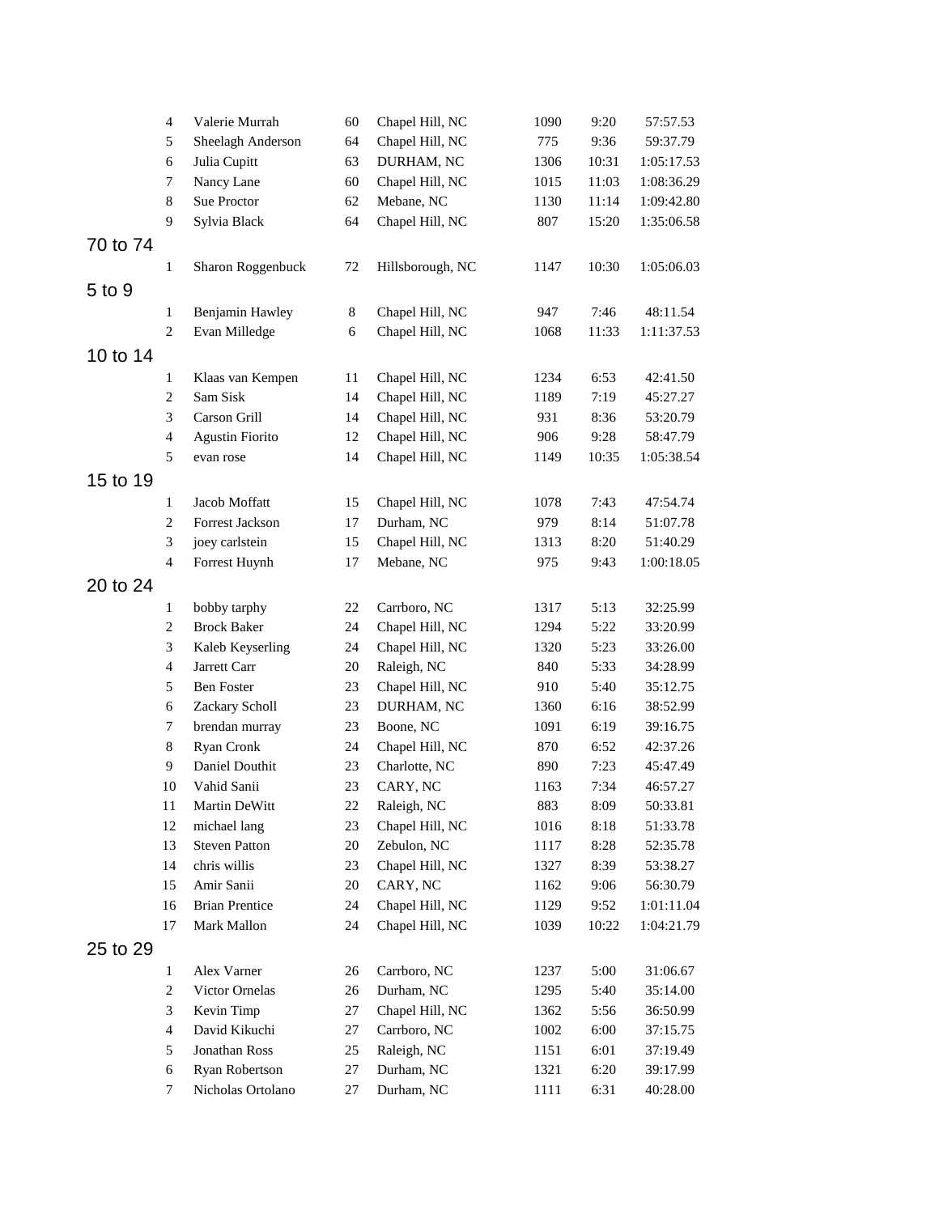| | | | | | | |
|---|---|---|---|---|---|---|
| 4 | Valerie Murrah | 60 | Chapel Hill, NC | 1090 | 9:20 | 57:57.53 |
| 5 | Sheelagh Anderson | 64 | Chapel Hill, NC | 775 | 9:36 | 59:37.79 |
| 6 | Julia Cupitt | 63 | DURHAM, NC | 1306 | 10:31 | 1:05:17.53 |
| 7 | Nancy Lane | 60 | Chapel Hill, NC | 1015 | 11:03 | 1:08:36.29 |
| 8 | Sue Proctor | 62 | Mebane, NC | 1130 | 11:14 | 1:09:42.80 |
| 9 | Sylvia Black | 64 | Chapel Hill, NC | 807 | 15:20 | 1:35:06.58 |

## 70 to 74

| | | | | | | |
|---|---|---|---|---|---|---|
| 1 | Sharon Roggenbuck | 72 | Hillsborough, NC | 1147 | 10:30 | 1:05:06.03 |

## 5 to 9

| | | | | | | |
|---|---|---|---|---|---|---|
| 1 | Benjamin Hawley | 8 | Chapel Hill, NC | 947 | 7:46 | 48:11.54 |
| 2 | Evan Milledge | 6 | Chapel Hill, NC | 1068 | 11:33 | 1:11:37.53 |

## 10 to 14

| | | | | | | |
|---|---|---|---|---|---|---|
| 1 | Klaas van Kempen | 11 | Chapel Hill, NC | 1234 | 6:53 | 42:41.50 |
| 2 | Sam Sisk | 14 | Chapel Hill, NC | 1189 | 7:19 | 45:27.27 |
| 3 | Carson Grill | 14 | Chapel Hill, NC | 931 | 8:36 | 53:20.79 |
| 4 | Agustin Fiorito | 12 | Chapel Hill, NC | 906 | 9:28 | 58:47.79 |
| 5 | evan rose | 14 | Chapel Hill, NC | 1149 | 10:35 | 1:05:38.54 |

## 15 to 19

| | | | | | | |
|---|---|---|---|---|---|---|
| 1 | Jacob Moffatt | 15 | Chapel Hill, NC | 1078 | 7:43 | 47:54.74 |
| 2 | Forrest Jackson | 17 | Durham, NC | 979 | 8:14 | 51:07.78 |
| 3 | joey carlstein | 15 | Chapel Hill, NC | 1313 | 8:20 | 51:40.29 |
| 4 | Forrest Huynh | 17 | Mebane, NC | 975 | 9:43 | 1:00:18.05 |

## 20 to 24

| | | | | | | |
|---|---|---|---|---|---|---|
| 1 | bobby tarphy | 22 | Carrboro, NC | 1317 | 5:13 | 32:25.99 |
| 2 | Brock Baker | 24 | Chapel Hill, NC | 1294 | 5:22 | 33:20.99 |
| 3 | Kaleb Keyserling | 24 | Chapel Hill, NC | 1320 | 5:23 | 33:26.00 |
| 4 | Jarrett Carr | 20 | Raleigh, NC | 840 | 5:33 | 34:28.99 |
| 5 | Ben Foster | 23 | Chapel Hill, NC | 910 | 5:40 | 35:12.75 |
| 6 | Zackary Scholl | 23 | DURHAM, NC | 1360 | 6:16 | 38:52.99 |
| 7 | brendan murray | 23 | Boone, NC | 1091 | 6:19 | 39:16.75 |
| 8 | Ryan Cronk | 24 | Chapel Hill, NC | 870 | 6:52 | 42:37.26 |
| 9 | Daniel Douthit | 23 | Charlotte, NC | 890 | 7:23 | 45:47.49 |
| 10 | Vahid Sanii | 23 | CARY, NC | 1163 | 7:34 | 46:57.27 |
| 11 | Martin DeWitt | 22 | Raleigh, NC | 883 | 8:09 | 50:33.81 |
| 12 | michael lang | 23 | Chapel Hill, NC | 1016 | 8:18 | 51:33.78 |
| 13 | Steven Patton | 20 | Zebulon, NC | 1117 | 8:28 | 52:35.78 |
| 14 | chris willis | 23 | Chapel Hill, NC | 1327 | 8:39 | 53:38.27 |
| 15 | Amir Sanii | 20 | CARY, NC | 1162 | 9:06 | 56:30.79 |
| 16 | Brian Prentice | 24 | Chapel Hill, NC | 1129 | 9:52 | 1:01:11.04 |
| 17 | Mark Mallon | 24 | Chapel Hill, NC | 1039 | 10:22 | 1:04:21.79 |

## 25 to 29

| | | | | | | |
|---|---|---|---|---|---|---|
| 1 | Alex Varner | 26 | Carrboro, NC | 1237 | 5:00 | 31:06.67 |
| 2 | Victor Ornelas | 26 | Durham, NC | 1295 | 5:40 | 35:14.00 |
| 3 | Kevin Timp | 27 | Chapel Hill, NC | 1362 | 5:56 | 36:50.99 |
| 4 | David Kikuchi | 27 | Carrboro, NC | 1002 | 6:00 | 37:15.75 |
| 5 | Jonathan Ross | 25 | Raleigh, NC | 1151 | 6:01 | 37:19.49 |
| 6 | Ryan Robertson | 27 | Durham, NC | 1321 | 6:20 | 39:17.99 |
| 7 | Nicholas Ortolano | 27 | Durham, NC | 1111 | 6:31 | 40:28.00 |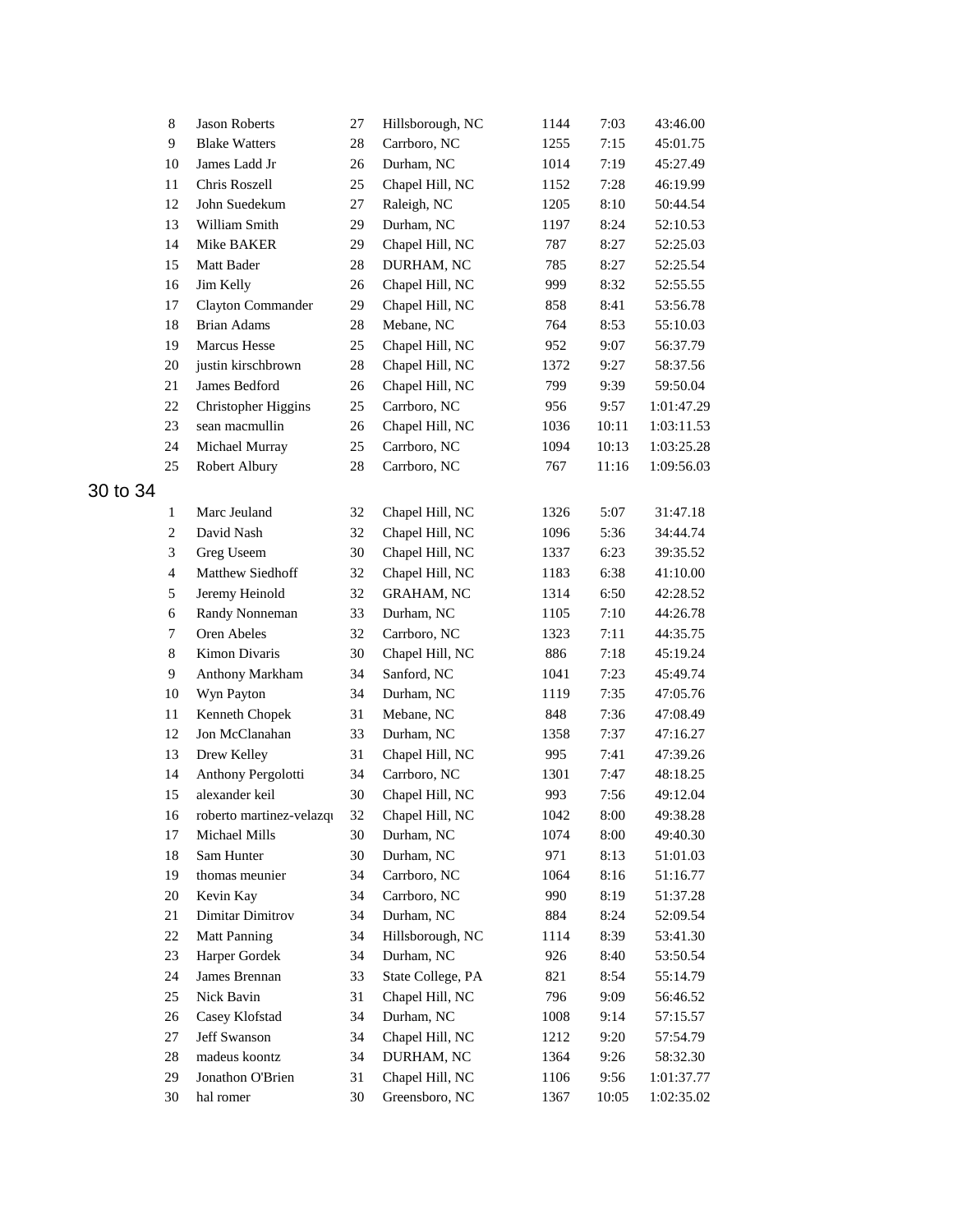| | | | | | | |
|---|---|---|---|---|---|---|
| 8 | Jason Roberts | 27 | Hillsborough, NC | 1144 | 7:03 | 43:46.00 |
| 9 | Blake Watters | 28 | Carrboro, NC | 1255 | 7:15 | 45:01.75 |
| 10 | James Ladd Jr | 26 | Durham, NC | 1014 | 7:19 | 45:27.49 |
| 11 | Chris Roszell | 25 | Chapel Hill, NC | 1152 | 7:28 | 46:19.99 |
| 12 | John Suedekum | 27 | Raleigh, NC | 1205 | 8:10 | 50:44.54 |
| 13 | William Smith | 29 | Durham, NC | 1197 | 8:24 | 52:10.53 |
| 14 | Mike BAKER | 29 | Chapel Hill, NC | 787 | 8:27 | 52:25.03 |
| 15 | Matt Bader | 28 | DURHAM, NC | 785 | 8:27 | 52:25.54 |
| 16 | Jim Kelly | 26 | Chapel Hill, NC | 999 | 8:32 | 52:55.55 |
| 17 | Clayton Commander | 29 | Chapel Hill, NC | 858 | 8:41 | 53:56.78 |
| 18 | Brian Adams | 28 | Mebane, NC | 764 | 8:53 | 55:10.03 |
| 19 | Marcus Hesse | 25 | Chapel Hill, NC | 952 | 9:07 | 56:37.79 |
| 20 | justin kirschbrown | 28 | Chapel Hill, NC | 1372 | 9:27 | 58:37.56 |
| 21 | James Bedford | 26 | Chapel Hill, NC | 799 | 9:39 | 59:50.04 |
| 22 | Christopher Higgins | 25 | Carrboro, NC | 956 | 9:57 | 1:01:47.29 |
| 23 | sean macmullin | 26 | Chapel Hill, NC | 1036 | 10:11 | 1:03:11.53 |
| 24 | Michael Murray | 25 | Carrboro, NC | 1094 | 10:13 | 1:03:25.28 |
| 25 | Robert Albury | 28 | Carrboro, NC | 767 | 11:16 | 1:09:56.03 |

## 30 to 34

| | | | | | | |
|---|---|---|---|---|---|---|
| 1 | Marc Jeuland | 32 | Chapel Hill, NC | 1326 | 5:07 | 31:47.18 |
| 2 | David Nash | 32 | Chapel Hill, NC | 1096 | 5:36 | 34:44.74 |
| 3 | Greg Useem | 30 | Chapel Hill, NC | 1337 | 6:23 | 39:35.52 |
| 4 | Matthew Siedhoff | 32 | Chapel Hill, NC | 1183 | 6:38 | 41:10.00 |
| 5 | Jeremy Heinold | 32 | GRAHAM, NC | 1314 | 6:50 | 42:28.52 |
| 6 | Randy Nonneman | 33 | Durham, NC | 1105 | 7:10 | 44:26.78 |
| 7 | Oren Abeles | 32 | Carrboro, NC | 1323 | 7:11 | 44:35.75 |
| 8 | Kimon Divaris | 30 | Chapel Hill, NC | 886 | 7:18 | 45:19.24 |
| 9 | Anthony Markham | 34 | Sanford, NC | 1041 | 7:23 | 45:49.74 |
| 10 | Wyn Payton | 34 | Durham, NC | 1119 | 7:35 | 47:05.76 |
| 11 | Kenneth Chopek | 31 | Mebane, NC | 848 | 7:36 | 47:08.49 |
| 12 | Jon McClanahan | 33 | Durham, NC | 1358 | 7:37 | 47:16.27 |
| 13 | Drew Kelley | 31 | Chapel Hill, NC | 995 | 7:41 | 47:39.26 |
| 14 | Anthony Pergolotti | 34 | Carrboro, NC | 1301 | 7:47 | 48:18.25 |
| 15 | alexander keil | 30 | Chapel Hill, NC | 993 | 7:56 | 49:12.04 |
| 16 | roberto martinez-velazqu | 32 | Chapel Hill, NC | 1042 | 8:00 | 49:38.28 |
| 17 | Michael Mills | 30 | Durham, NC | 1074 | 8:00 | 49:40.30 |
| 18 | Sam Hunter | 30 | Durham, NC | 971 | 8:13 | 51:01.03 |
| 19 | thomas meunier | 34 | Carrboro, NC | 1064 | 8:16 | 51:16.77 |
| 20 | Kevin Kay | 34 | Carrboro, NC | 990 | 8:19 | 51:37.28 |
| 21 | Dimitar Dimitrov | 34 | Durham, NC | 884 | 8:24 | 52:09.54 |
| 22 | Matt Panning | 34 | Hillsborough, NC | 1114 | 8:39 | 53:41.30 |
| 23 | Harper Gordek | 34 | Durham, NC | 926 | 8:40 | 53:50.54 |
| 24 | James Brennan | 33 | State College, PA | 821 | 8:54 | 55:14.79 |
| 25 | Nick Bavin | 31 | Chapel Hill, NC | 796 | 9:09 | 56:46.52 |
| 26 | Casey Klofstad | 34 | Durham, NC | 1008 | 9:14 | 57:15.57 |
| 27 | Jeff Swanson | 34 | Chapel Hill, NC | 1212 | 9:20 | 57:54.79 |
| 28 | madeus koontz | 34 | DURHAM, NC | 1364 | 9:26 | 58:32.30 |
| 29 | Jonathon O'Brien | 31 | Chapel Hill, NC | 1106 | 9:56 | 1:01:37.77 |
| 30 | hal romer | 30 | Greensboro, NC | 1367 | 10:05 | 1:02:35.02 |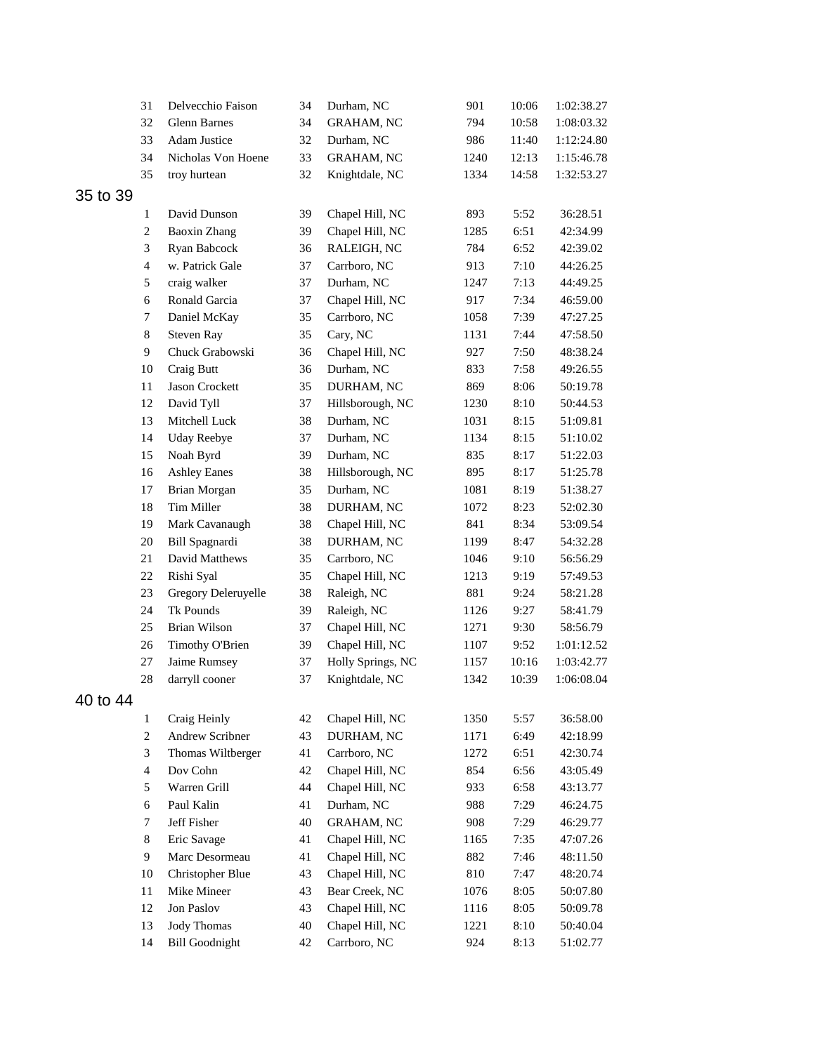| | | | | | | |
|---|---|---|---|---|---|---|
| 31 | Delvecchio Faison | 34 | Durham, NC | 901 | 10:06 | 1:02:38.27 |
| 32 | Glenn Barnes | 34 | GRAHAM, NC | 794 | 10:58 | 1:08:03.32 |
| 33 | Adam Justice | 32 | Durham, NC | 986 | 11:40 | 1:12:24.80 |
| 34 | Nicholas Von Hoene | 33 | GRAHAM, NC | 1240 | 12:13 | 1:15:46.78 |
| 35 | troy hurtean | 32 | Knightdale, NC | 1334 | 14:58 | 1:32:53.27 |

## 35 to 39

| | | | | | | |
|---|---|---|---|---|---|---|
| 1 | David Dunson | 39 | Chapel Hill, NC | 893 | 5:52 | 36:28.51 |
| 2 | Baoxin Zhang | 39 | Chapel Hill, NC | 1285 | 6:51 | 42:34.99 |
| 3 | Ryan Babcock | 36 | RALEIGH, NC | 784 | 6:52 | 42:39.02 |
| 4 | w. Patrick Gale | 37 | Carrboro, NC | 913 | 7:10 | 44:26.25 |
| 5 | craig walker | 37 | Durham, NC | 1247 | 7:13 | 44:49.25 |
| 6 | Ronald Garcia | 37 | Chapel Hill, NC | 917 | 7:34 | 46:59.00 |
| 7 | Daniel McKay | 35 | Carrboro, NC | 1058 | 7:39 | 47:27.25 |
| 8 | Steven Ray | 35 | Cary, NC | 1131 | 7:44 | 47:58.50 |
| 9 | Chuck Grabowski | 36 | Chapel Hill, NC | 927 | 7:50 | 48:38.24 |
| 10 | Craig Butt | 36 | Durham, NC | 833 | 7:58 | 49:26.55 |
| 11 | Jason Crockett | 35 | DURHAM, NC | 869 | 8:06 | 50:19.78 |
| 12 | David Tyll | 37 | Hillsborough, NC | 1230 | 8:10 | 50:44.53 |
| 13 | Mitchell Luck | 38 | Durham, NC | 1031 | 8:15 | 51:09.81 |
| 14 | Uday Reebye | 37 | Durham, NC | 1134 | 8:15 | 51:10.02 |
| 15 | Noah Byrd | 39 | Durham, NC | 835 | 8:17 | 51:22.03 |
| 16 | Ashley Eanes | 38 | Hillsborough, NC | 895 | 8:17 | 51:25.78 |
| 17 | Brian Morgan | 35 | Durham, NC | 1081 | 8:19 | 51:38.27 |
| 18 | Tim Miller | 38 | DURHAM, NC | 1072 | 8:23 | 52:02.30 |
| 19 | Mark Cavanaugh | 38 | Chapel Hill, NC | 841 | 8:34 | 53:09.54 |
| 20 | Bill Spagnardi | 38 | DURHAM, NC | 1199 | 8:47 | 54:32.28 |
| 21 | David Matthews | 35 | Carrboro, NC | 1046 | 9:10 | 56:56.29 |
| 22 | Rishi Syal | 35 | Chapel Hill, NC | 1213 | 9:19 | 57:49.53 |
| 23 | Gregory Deleruyelle | 38 | Raleigh, NC | 881 | 9:24 | 58:21.28 |
| 24 | Tk Pounds | 39 | Raleigh, NC | 1126 | 9:27 | 58:41.79 |
| 25 | Brian Wilson | 37 | Chapel Hill, NC | 1271 | 9:30 | 58:56.79 |
| 26 | Timothy O'Brien | 39 | Chapel Hill, NC | 1107 | 9:52 | 1:01:12.52 |
| 27 | Jaime Rumsey | 37 | Holly Springs, NC | 1157 | 10:16 | 1:03:42.77 |
| 28 | darryll cooner | 37 | Knightdale, NC | 1342 | 10:39 | 1:06:08.04 |

## 40 to 44

| | | | | | | |
|---|---|---|---|---|---|---|
| 1 | Craig Heinly | 42 | Chapel Hill, NC | 1350 | 5:57 | 36:58.00 |
| 2 | Andrew Scribner | 43 | DURHAM, NC | 1171 | 6:49 | 42:18.99 |
| 3 | Thomas Wiltberger | 41 | Carrboro, NC | 1272 | 6:51 | 42:30.74 |
| 4 | Dov Cohn | 42 | Chapel Hill, NC | 854 | 6:56 | 43:05.49 |
| 5 | Warren Grill | 44 | Chapel Hill, NC | 933 | 6:58 | 43:13.77 |
| 6 | Paul Kalin | 41 | Durham, NC | 988 | 7:29 | 46:24.75 |
| 7 | Jeff Fisher | 40 | GRAHAM, NC | 908 | 7:29 | 46:29.77 |
| 8 | Eric Savage | 41 | Chapel Hill, NC | 1165 | 7:35 | 47:07.26 |
| 9 | Marc Desormeau | 41 | Chapel Hill, NC | 882 | 7:46 | 48:11.50 |
| 10 | Christopher Blue | 43 | Chapel Hill, NC | 810 | 7:47 | 48:20.74 |
| 11 | Mike Mineer | 43 | Bear Creek, NC | 1076 | 8:05 | 50:07.80 |
| 12 | Jon Paslov | 43 | Chapel Hill, NC | 1116 | 8:05 | 50:09.78 |
| 13 | Jody Thomas | 40 | Chapel Hill, NC | 1221 | 8:10 | 50:40.04 |
| 14 | Bill Goodnight | 42 | Carrboro, NC | 924 | 8:13 | 51:02.77 |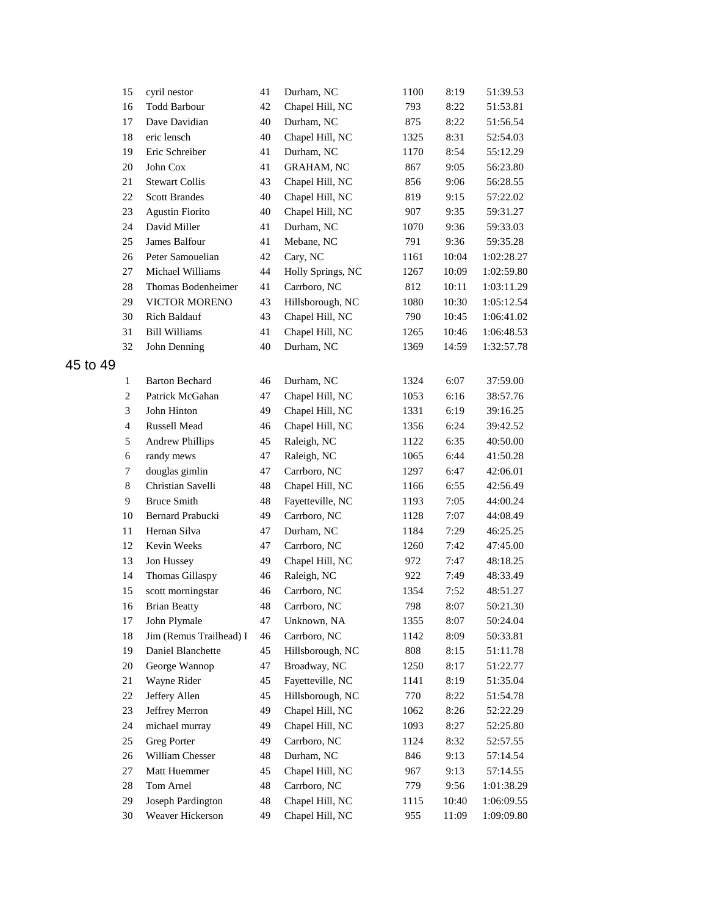| | | | | | | |
|---|---|---|---|---|---|---|
| 15 | cyril nestor | 41 | Durham, NC | 1100 | 8:19 | 51:39.53 |
| 16 | Todd Barbour | 42 | Chapel Hill, NC | 793 | 8:22 | 51:53.81 |
| 17 | Dave Davidian | 40 | Durham, NC | 875 | 8:22 | 51:56.54 |
| 18 | eric lensch | 40 | Chapel Hill, NC | 1325 | 8:31 | 52:54.03 |
| 19 | Eric Schreiber | 41 | Durham, NC | 1170 | 8:54 | 55:12.29 |
| 20 | John Cox | 41 | GRAHAM, NC | 867 | 9:05 | 56:23.80 |
| 21 | Stewart Collis | 43 | Chapel Hill, NC | 856 | 9:06 | 56:28.55 |
| 22 | Scott Brandes | 40 | Chapel Hill, NC | 819 | 9:15 | 57:22.02 |
| 23 | Agustin Fiorito | 40 | Chapel Hill, NC | 907 | 9:35 | 59:31.27 |
| 24 | David Miller | 41 | Durham, NC | 1070 | 9:36 | 59:33.03 |
| 25 | James Balfour | 41 | Mebane, NC | 791 | 9:36 | 59:35.28 |
| 26 | Peter Samouelian | 42 | Cary, NC | 1161 | 10:04 | 1:02:28.27 |
| 27 | Michael Williams | 44 | Holly Springs, NC | 1267 | 10:09 | 1:02:59.80 |
| 28 | Thomas Bodenheimer | 41 | Carrboro, NC | 812 | 10:11 | 1:03:11.29 |
| 29 | VICTOR MORENO | 43 | Hillsborough, NC | 1080 | 10:30 | 1:05:12.54 |
| 30 | Rich Baldauf | 43 | Chapel Hill, NC | 790 | 10:45 | 1:06:41.02 |
| 31 | Bill Williams | 41 | Chapel Hill, NC | 1265 | 10:46 | 1:06:48.53 |
| 32 | John Denning | 40 | Durham, NC | 1369 | 14:59 | 1:32:57.78 |

## 45 to 49

| | | | | | | |
|---|---|---|---|---|---|---|
| 1 | Barton Bechard | 46 | Durham, NC | 1324 | 6:07 | 37:59.00 |
| 2 | Patrick McGahan | 47 | Chapel Hill, NC | 1053 | 6:16 | 38:57.76 |
| 3 | John Hinton | 49 | Chapel Hill, NC | 1331 | 6:19 | 39:16.25 |
| 4 | Russell Mead | 46 | Chapel Hill, NC | 1356 | 6:24 | 39:42.52 |
| 5 | Andrew Phillips | 45 | Raleigh, NC | 1122 | 6:35 | 40:50.00 |
| 6 | randy mews | 47 | Raleigh, NC | 1065 | 6:44 | 41:50.28 |
| 7 | douglas gimlin | 47 | Carrboro, NC | 1297 | 6:47 | 42:06.01 |
| 8 | Christian Savelli | 48 | Chapel Hill, NC | 1166 | 6:55 | 42:56.49 |
| 9 | Bruce Smith | 48 | Fayetteville, NC | 1193 | 7:05 | 44:00.24 |
| 10 | Bernard Prabucki | 49 | Carrboro, NC | 1128 | 7:07 | 44:08.49 |
| 11 | Hernan Silva | 47 | Durham, NC | 1184 | 7:29 | 46:25.25 |
| 12 | Kevin Weeks | 47 | Carrboro, NC | 1260 | 7:42 | 47:45.00 |
| 13 | Jon Hussey | 49 | Chapel Hill, NC | 972 | 7:47 | 48:18.25 |
| 14 | Thomas Gillaspy | 46 | Raleigh, NC | 922 | 7:49 | 48:33.49 |
| 15 | scott morningstar | 46 | Carrboro, NC | 1354 | 7:52 | 48:51.27 |
| 16 | Brian Beatty | 48 | Carrboro, NC | 798 | 8:07 | 50:21.30 |
| 17 | John Plymale | 47 | Unknown, NA | 1355 | 8:07 | 50:24.04 |
| 18 | Jim (Remus Trailhead) I | 46 | Carrboro, NC | 1142 | 8:09 | 50:33.81 |
| 19 | Daniel Blanchette | 45 | Hillsborough, NC | 808 | 8:15 | 51:11.78 |
| 20 | George Wannop | 47 | Broadway, NC | 1250 | 8:17 | 51:22.77 |
| 21 | Wayne Rider | 45 | Fayetteville, NC | 1141 | 8:19 | 51:35.04 |
| 22 | Jeffery Allen | 45 | Hillsborough, NC | 770 | 8:22 | 51:54.78 |
| 23 | Jeffrey Merron | 49 | Chapel Hill, NC | 1062 | 8:26 | 52:22.29 |
| 24 | michael murray | 49 | Chapel Hill, NC | 1093 | 8:27 | 52:25.80 |
| 25 | Greg Porter | 49 | Carrboro, NC | 1124 | 8:32 | 52:57.55 |
| 26 | William Chesser | 48 | Durham, NC | 846 | 9:13 | 57:14.54 |
| 27 | Matt Huemmer | 45 | Chapel Hill, NC | 967 | 9:13 | 57:14.55 |
| 28 | Tom Arnel | 48 | Carrboro, NC | 779 | 9:56 | 1:01:38.29 |
| 29 | Joseph Pardington | 48 | Chapel Hill, NC | 1115 | 10:40 | 1:06:09.55 |
| 30 | Weaver Hickerson | 49 | Chapel Hill, NC | 955 | 11:09 | 1:09:09.80 |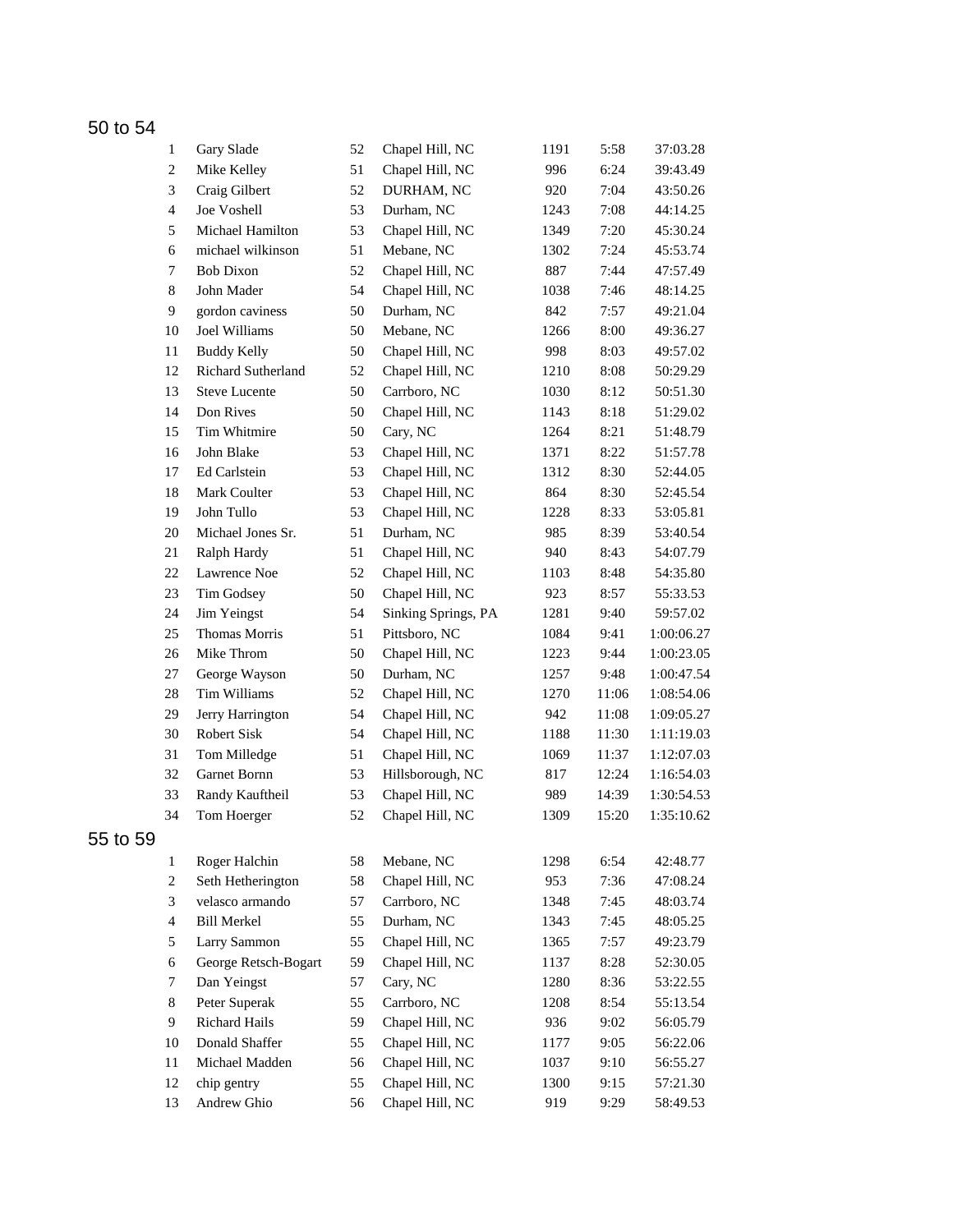## 50 to 54

| | | | | | | |
|---|---|---|---|---|---|---|
| 1 | Gary Slade | 52 | Chapel Hill, NC | 1191 | 5:58 | 37:03.28 |
| 2 | Mike Kelley | 51 | Chapel Hill, NC | 996 | 6:24 | 39:43.49 |
| 3 | Craig Gilbert | 52 | DURHAM, NC | 920 | 7:04 | 43:50.26 |
| 4 | Joe Voshell | 53 | Durham, NC | 1243 | 7:08 | 44:14.25 |
| 5 | Michael Hamilton | 53 | Chapel Hill, NC | 1349 | 7:20 | 45:30.24 |
| 6 | michael wilkinson | 51 | Mebane, NC | 1302 | 7:24 | 45:53.74 |
| 7 | Bob Dixon | 52 | Chapel Hill, NC | 887 | 7:44 | 47:57.49 |
| 8 | John Mader | 54 | Chapel Hill, NC | 1038 | 7:46 | 48:14.25 |
| 9 | gordon caviness | 50 | Durham, NC | 842 | 7:57 | 49:21.04 |
| 10 | Joel Williams | 50 | Mebane, NC | 1266 | 8:00 | 49:36.27 |
| 11 | Buddy Kelly | 50 | Chapel Hill, NC | 998 | 8:03 | 49:57.02 |
| 12 | Richard Sutherland | 52 | Chapel Hill, NC | 1210 | 8:08 | 50:29.29 |
| 13 | Steve Lucente | 50 | Carrboro, NC | 1030 | 8:12 | 50:51.30 |
| 14 | Don Rives | 50 | Chapel Hill, NC | 1143 | 8:18 | 51:29.02 |
| 15 | Tim Whitmire | 50 | Cary, NC | 1264 | 8:21 | 51:48.79 |
| 16 | John Blake | 53 | Chapel Hill, NC | 1371 | 8:22 | 51:57.78 |
| 17 | Ed Carlstein | 53 | Chapel Hill, NC | 1312 | 8:30 | 52:44.05 |
| 18 | Mark Coulter | 53 | Chapel Hill, NC | 864 | 8:30 | 52:45.54 |
| 19 | John Tullo | 53 | Chapel Hill, NC | 1228 | 8:33 | 53:05.81 |
| 20 | Michael Jones Sr. | 51 | Durham, NC | 985 | 8:39 | 53:40.54 |
| 21 | Ralph Hardy | 51 | Chapel Hill, NC | 940 | 8:43 | 54:07.79 |
| 22 | Lawrence Noe | 52 | Chapel Hill, NC | 1103 | 8:48 | 54:35.80 |
| 23 | Tim Godsey | 50 | Chapel Hill, NC | 923 | 8:57 | 55:33.53 |
| 24 | Jim Yeingst | 54 | Sinking Springs, PA | 1281 | 9:40 | 59:57.02 |
| 25 | Thomas Morris | 51 | Pittsboro, NC | 1084 | 9:41 | 1:00:06.27 |
| 26 | Mike Throm | 50 | Chapel Hill, NC | 1223 | 9:44 | 1:00:23.05 |
| 27 | George Wayson | 50 | Durham, NC | 1257 | 9:48 | 1:00:47.54 |
| 28 | Tim Williams | 52 | Chapel Hill, NC | 1270 | 11:06 | 1:08:54.06 |
| 29 | Jerry Harrington | 54 | Chapel Hill, NC | 942 | 11:08 | 1:09:05.27 |
| 30 | Robert Sisk | 54 | Chapel Hill, NC | 1188 | 11:30 | 1:11:19.03 |
| 31 | Tom Milledge | 51 | Chapel Hill, NC | 1069 | 11:37 | 1:12:07.03 |
| 32 | Garnet Bornn | 53 | Hillsborough, NC | 817 | 12:24 | 1:16:54.03 |
| 33 | Randy Kauftheil | 53 | Chapel Hill, NC | 989 | 14:39 | 1:30:54.53 |
| 34 | Tom Hoerger | 52 | Chapel Hill, NC | 1309 | 15:20 | 1:35:10.62 |

## 55 to 59

| | | | | | | |
|---|---|---|---|---|---|---|
| 1 | Roger Halchin | 58 | Mebane, NC | 1298 | 6:54 | 42:48.77 |
| 2 | Seth Hetherington | 58 | Chapel Hill, NC | 953 | 7:36 | 47:08.24 |
| 3 | velasco armando | 57 | Carrboro, NC | 1348 | 7:45 | 48:03.74 |
| 4 | Bill Merkel | 55 | Durham, NC | 1343 | 7:45 | 48:05.25 |
| 5 | Larry Sammon | 55 | Chapel Hill, NC | 1365 | 7:57 | 49:23.79 |
| 6 | George Retsch-Bogart | 59 | Chapel Hill, NC | 1137 | 8:28 | 52:30.05 |
| 7 | Dan Yeingst | 57 | Cary, NC | 1280 | 8:36 | 53:22.55 |
| 8 | Peter Superak | 55 | Carrboro, NC | 1208 | 8:54 | 55:13.54 |
| 9 | Richard Hails | 59 | Chapel Hill, NC | 936 | 9:02 | 56:05.79 |
| 10 | Donald Shaffer | 55 | Chapel Hill, NC | 1177 | 9:05 | 56:22.06 |
| 11 | Michael Madden | 56 | Chapel Hill, NC | 1037 | 9:10 | 56:55.27 |
| 12 | chip gentry | 55 | Chapel Hill, NC | 1300 | 9:15 | 57:21.30 |
| 13 | Andrew Ghio | 56 | Chapel Hill, NC | 919 | 9:29 | 58:49.53 |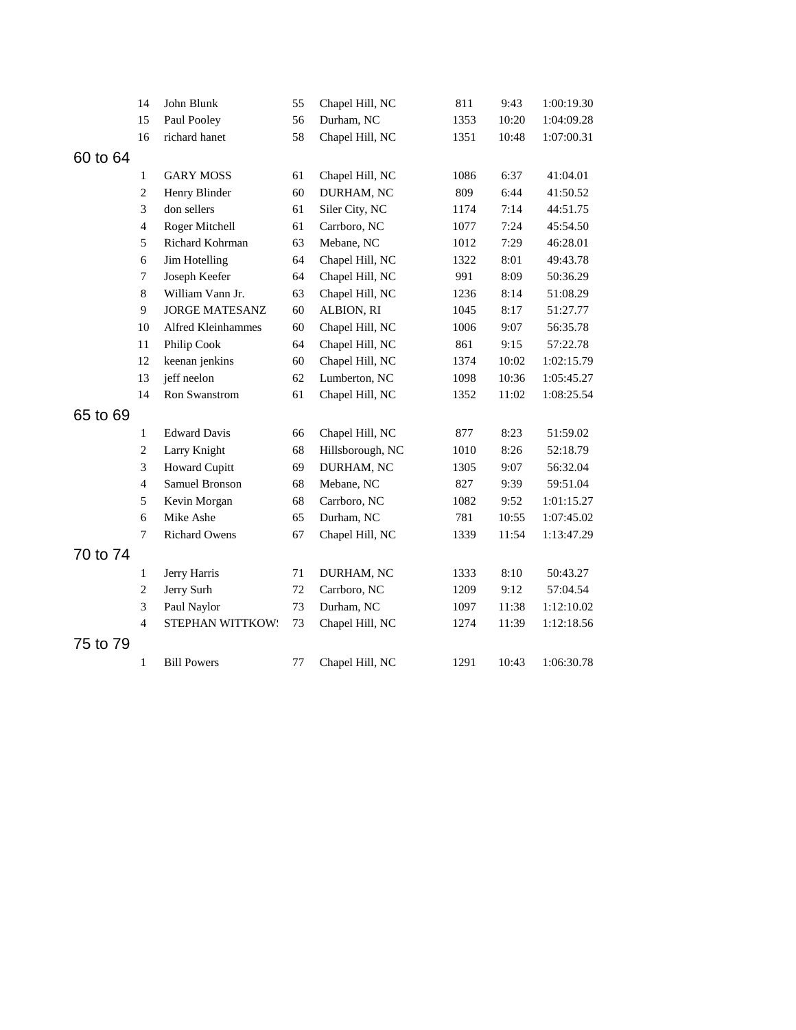| | | | | | | |
|---|---|---|---|---|---|---|
| 14 | John Blunk | 55 | Chapel Hill, NC | 811 | 9:43 | 1:00:19.30 |
| 15 | Paul Pooley | 56 | Durham, NC | 1353 | 10:20 | 1:04:09.28 |
| 16 | richard hanet | 58 | Chapel Hill, NC | 1351 | 10:48 | 1:07:00.31 |

## 60 to 64

| | | | | | | |
|---|---|---|---|---|---|---|
| 1 | GARY MOSS | 61 | Chapel Hill, NC | 1086 | 6:37 | 41:04.01 |
| 2 | Henry Blinder | 60 | DURHAM, NC | 809 | 6:44 | 41:50.52 |
| 3 | don sellers | 61 | Siler City, NC | 1174 | 7:14 | 44:51.75 |
| 4 | Roger Mitchell | 61 | Carrboro, NC | 1077 | 7:24 | 45:54.50 |
| 5 | Richard Kohrman | 63 | Mebane, NC | 1012 | 7:29 | 46:28.01 |
| 6 | Jim Hotelling | 64 | Chapel Hill, NC | 1322 | 8:01 | 49:43.78 |
| 7 | Joseph Keefer | 64 | Chapel Hill, NC | 991 | 8:09 | 50:36.29 |
| 8 | William Vann Jr. | 63 | Chapel Hill, NC | 1236 | 8:14 | 51:08.29 |
| 9 | JORGE MATESANZ | 60 | ALBION, RI | 1045 | 8:17 | 51:27.77 |
| 10 | Alfred Kleinhammes | 60 | Chapel Hill, NC | 1006 | 9:07 | 56:35.78 |
| 11 | Philip Cook | 64 | Chapel Hill, NC | 861 | 9:15 | 57:22.78 |
| 12 | keenan jenkins | 60 | Chapel Hill, NC | 1374 | 10:02 | 1:02:15.79 |
| 13 | jeff neelon | 62 | Lumberton, NC | 1098 | 10:36 | 1:05:45.27 |
| 14 | Ron Swanstrom | 61 | Chapel Hill, NC | 1352 | 11:02 | 1:08:25.54 |

## 65 to 69

| | | | | | | |
|---|---|---|---|---|---|---|
| 1 | Edward Davis | 66 | Chapel Hill, NC | 877 | 8:23 | 51:59.02 |
| 2 | Larry Knight | 68 | Hillsborough, NC | 1010 | 8:26 | 52:18.79 |
| 3 | Howard Cupitt | 69 | DURHAM, NC | 1305 | 9:07 | 56:32.04 |
| 4 | Samuel Bronson | 68 | Mebane, NC | 827 | 9:39 | 59:51.04 |
| 5 | Kevin Morgan | 68 | Carrboro, NC | 1082 | 9:52 | 1:01:15.27 |
| 6 | Mike Ashe | 65 | Durham, NC | 781 | 10:55 | 1:07:45.02 |
| 7 | Richard Owens | 67 | Chapel Hill, NC | 1339 | 11:54 | 1:13:47.29 |

## 70 to 74

| | | | | | | |
|---|---|---|---|---|---|---|
| 1 | Jerry Harris | 71 | DURHAM, NC | 1333 | 8:10 | 50:43.27 |
| 2 | Jerry Surh | 72 | Carrboro, NC | 1209 | 9:12 | 57:04.54 |
| 3 | Paul Naylor | 73 | Durham, NC | 1097 | 11:38 | 1:12:10.02 |
| 4 | STEPHAN WITTKOWS | 73 | Chapel Hill, NC | 1274 | 11:39 | 1:12:18.56 |

## 75 to 79

| | | | | | | |
|---|---|---|---|---|---|---|
| 1 | Bill Powers | 77 | Chapel Hill, NC | 1291 | 10:43 | 1:06:30.78 |